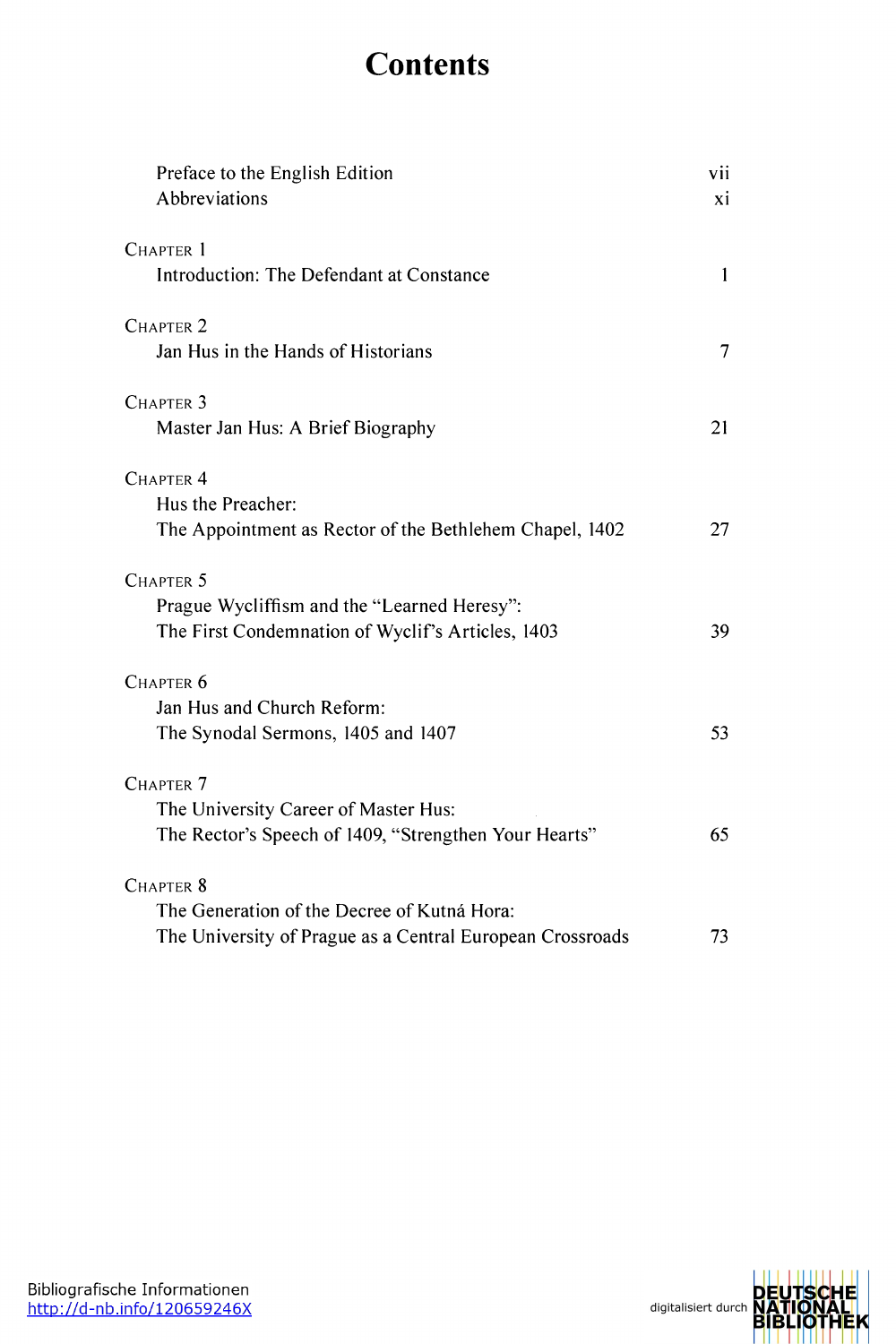# Contents

| | |
|---|---|
| Preface to the English Edition | vii |
| Abbreviations | xi |
| CHAPTER 1<br>Introduction: The Defendant at Constance | 1 |
| CHAPTER 2<br>Jan Hus in the Hands of Historians | 7 |
| CHAPTER 3<br>Master Jan Hus: A Brief Biography | 21 |
| CHAPTER 4<br>Hus the Preacher:<br>The Appointment as Rector of the Bethlehem Chapel, 1402 | 27 |
| CHAPTER 5<br>Prague Wycliffism and the “Learned Heresy”:<br>The First Condemnation of Wyclif’s Articles, 1403 | 39 |
| CHAPTER 6<br>Jan Hus and Church Reform:<br>The Synodal Sermons, 1405 and 1407 | 53 |
| CHAPTER 7<br>The University Career of Master Hus:<br>The Rector’s Speech of 1409, “Strengthen Your Hearts” | 65 |
| CHAPTER 8<br>The Generation of the Decree of Kutná Hora:<br>The University of Prague as a Central European Crossroads | 73 |

Bibliografische Informationen
http://d-nb.info/120659246X

digitalisiert durch DEUTSCHE NATIONAL BIBLIOTHEK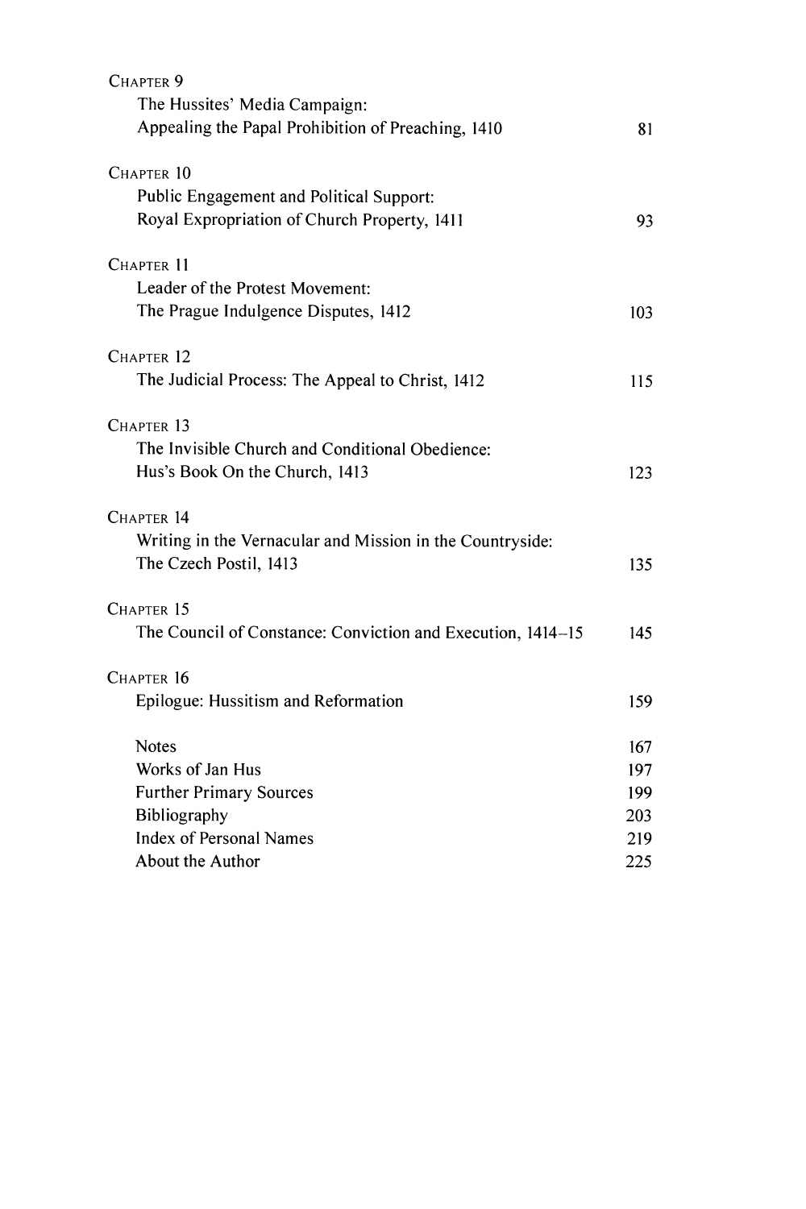Chapter 9
The Hussites' Media Campaign:
Appealing the Papal Prohibition of Preaching, 1410 — 81

Chapter 10
Public Engagement and Political Support:
Royal Expropriation of Church Property, 1411 — 93

Chapter 11
Leader of the Protest Movement:
The Prague Indulgence Disputes, 1412 — 103

Chapter 12
The Judicial Process: The Appeal to Christ, 1412 — 115

Chapter 13
The Invisible Church and Conditional Obedience:
Hus's Book On the Church, 1413 — 123

Chapter 14
Writing in the Vernacular and Mission in the Countryside:
The Czech Postil, 1413 — 135

Chapter 15
The Council of Constance: Conviction and Execution, 1414–15 — 145

Chapter 16
Epilogue: Hussitism and Reformation — 159

Notes — 167
Works of Jan Hus — 197
Further Primary Sources — 199
Bibliography — 203
Index of Personal Names — 219
About the Author — 225